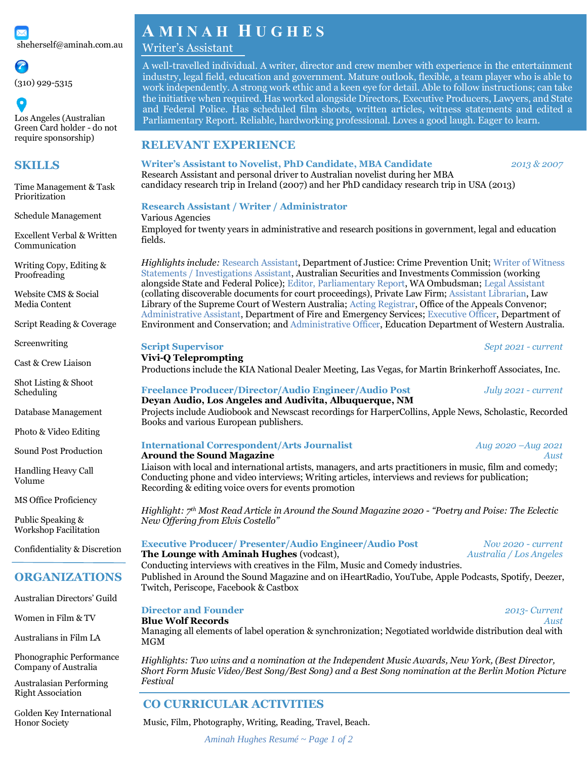# AMINAH HUGHES

## Writer's Assistant

A well-travelled individual. A writer, director and crew member with experience in the entertainment industry, legal field, education and government. Mature outlook, flexible, a team player who is able to work independently. A strong work ethic and a keen eye for detail. Able to follow instructions; can take the initiative when required. Has worked alongside Directors, Executive Producers, Lawyers, and State and Federal Police. Has scheduled film shoots, written articles, witness statements and edited a Parliamentary Report. Reliable, hardworking professional. Loves a good laugh. Eager to learn.

sheherself@aminah.com.au

(310) 929-5315

Los Angeles (Australian Green Card holder - do not require sponsorship)

## SKILLS

- Time Management & Task Prioritization
- Schedule Management
- Excellent Verbal & Written Communication
- Writing Copy, Editing & Proofreading
- Website CMS & Social Media Content
- Script Reading & Coverage
- Screenwriting
- Cast & Crew Liaison
- Shot Listing & Shoot Scheduling
- Database Management
- Photo & Video Editing
- Sound Post Production
- Handling Heavy Call Volume
- MS Office Proficiency
- Public Speaking & Workshop Facilitation
- Confidentiality & Discretion

## ORGANIZATIONS

- Australian Directors' Guild
- Women in Film & TV
- Australians in Film LA
- Phonographic Performance Company of Australia
- Australasian Performing Right Association
- Golden Key International Honor Society

## RELEVANT EXPERIENCE

### Writer's Assistant to Novelist, PhD Candidate, MBA Candidate — *2013 & 2007*

Research Assistant and personal driver to Australian novelist during her MBA candidacy research trip in Ireland (2007) and her PhD candidacy research trip in USA (2013)

### Research Assistant / Writer / Administrator

Various Agencies

Employed for twenty years in administrative and research positions in government, legal and education fields.

*Highlights include:* Research Assistant, Department of Justice: Crime Prevention Unit; Writer of Witness Statements / Investigations Assistant, Australian Securities and Investments Commission (working alongside State and Federal Police); Editor, Parliamentary Report, WA Ombudsman; Legal Assistant (collating discoverable documents for court proceedings), Private Law Firm; Assistant Librarian, Law Library of the Supreme Court of Western Australia; Acting Registrar, Office of the Appeals Convenor; Administrative Assistant, Department of Fire and Emergency Services; Executive Officer, Department of Environment and Conservation; and Administrative Officer, Education Department of Western Australia.

### Script Supervisor — *Sept 2021 - current*

**Vivi-Q Teleprompting**

Productions include the KIA National Dealer Meeting, Las Vegas, for Martin Brinkerhoff Associates, Inc.

### Freelance Producer/Director/Audio Engineer/Audio Post — *July 2021 - current*

**Deyan Audio, Los Angeles and Audivita, Albuquerque, NM**

Projects include Audiobook and Newscast recordings for HarperCollins, Apple News, Scholastic, Recorded Books and various European publishers.

### International Correspondent/Arts Journalist — *Aug 2020 –Aug 2021*

**Around the Sound Magazine** — *Aust*

Liaison with local and international artists, managers, and arts practitioners in music, film and comedy; Conducting phone and video interviews; Writing articles, interviews and reviews for publication; Recording & editing voice overs for events promotion

*Highlight: 7th Most Read Article in Around the Sound Magazine 2020 - "Poetry and Poise: The Eclectic New Offering from Elvis Costello"*

### Executive Producer/ Presenter/Audio Engineer/Audio Post — *Nov 2020 - current*

**The Lounge with Aminah Hughes** (vodcast), — *Australia / Los Angeles*

Conducting interviews with creatives in the Film, Music and Comedy industries.

Published in Around the Sound Magazine and on iHeartRadio, YouTube, Apple Podcasts, Spotify, Deezer, Twitch, Periscope, Facebook & Castbox

### Director and Founder — *2013- Current*

**Blue Wolf Records** — *Aust*

Managing all elements of label operation & synchronization; Negotiated worldwide distribution deal with MGM

*Highlights: Two wins and a nomination at the Independent Music Awards, New York, (Best Director, Short Form Music Video/Best Song/Best Song) and a Best Song nomination at the Berlin Motion Picture Festival*

## CO CURRICULAR ACTIVITIES

Music, Film, Photography, Writing, Reading, Travel, Beach.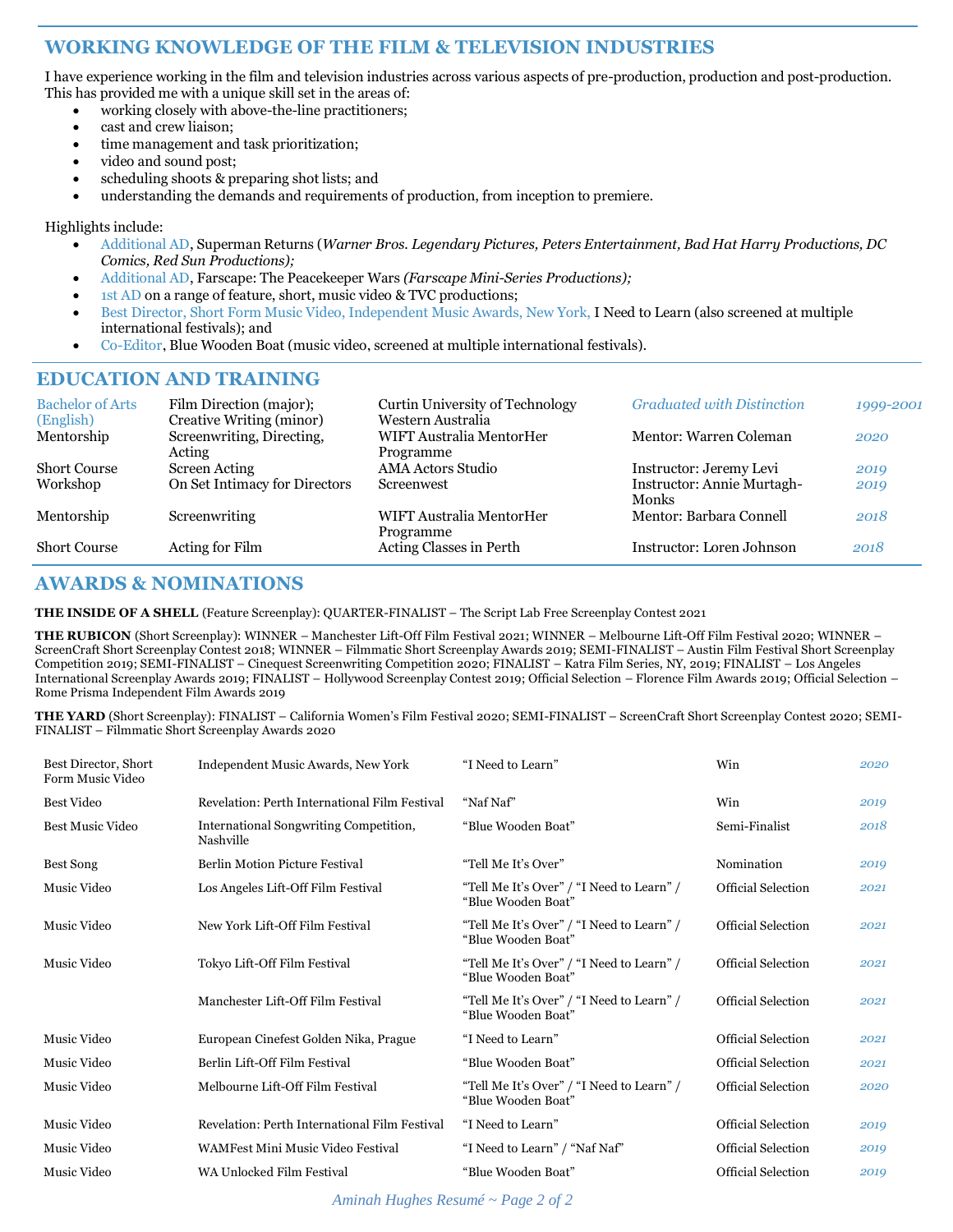## WORKING KNOWLEDGE OF THE FILM & TELEVISION INDUSTRIES

I have experience working in the film and television industries across various aspects of pre-production, production and post-production. This has provided me with a unique skill set in the areas of:

- working closely with above-the-line practitioners;
- cast and crew liaison;
- time management and task prioritization;
- video and sound post;
- scheduling shoots & preparing shot lists; and
- understanding the demands and requirements of production, from inception to premiere.

Highlights include:

- Additional AD, Superman Returns (*Warner Bros. Legendary Pictures, Peters Entertainment, Bad Hat Harry Productions, DC Comics, Red Sun Productions);*
- Additional AD, Farscape: The Peacekeeper Wars *(Farscape Mini-Series Productions);*
- 1st AD on a range of feature, short, music video & TVC productions;
- Best Director, Short Form Music Video, Independent Music Awards, New York, I Need to Learn (also screened at multiple international festivals); and
- Co-Editor, Blue Wooden Boat (music video, screened at multiple international festivals).

## EDUCATION AND TRAINING

| | | | | |
|---|---|---|---|---|
| Bachelor of Arts (English) | Film Direction (major); Creative Writing (minor) | Curtin University of Technology Western Australia | *Graduated with Distinction* | *1999-2001* |
| Mentorship | Screenwriting, Directing, Acting | WIFT Australia MentorHer Programme | Mentor: Warren Coleman | *2020* |
| Short Course | Screen Acting | AMA Actors Studio | Instructor: Jeremy Levi | *2019* |
| Workshop | On Set Intimacy for Directors | Screenwest | Instructor: Annie Murtagh-Monks | *2019* |
| Mentorship | Screenwriting | WIFT Australia MentorHer Programme | Mentor: Barbara Connell | *2018* |
| Short Course | Acting for Film | Acting Classes in Perth | Instructor: Loren Johnson | *2018* |

## AWARDS & NOMINATIONS

**THE INSIDE OF A SHELL** (Feature Screenplay): QUARTER-FINALIST – The Script Lab Free Screenplay Contest 2021

**THE RUBICON** (Short Screenplay): WINNER – Manchester Lift-Off Film Festival 2021; WINNER – Melbourne Lift-Off Film Festival 2020; WINNER – ScreenCraft Short Screenplay Contest 2018; WINNER – Filmmatic Short Screenplay Awards 2019; SEMI-FINALIST – Austin Film Festival Short Screenplay Competition 2019; SEMI-FINALIST – Cinequest Screenwriting Competition 2020; FINALIST – Katra Film Series, NY, 2019; FINALIST – Los Angeles International Screenplay Awards 2019; FINALIST – Hollywood Screenplay Contest 2019; Official Selection – Florence Film Awards 2019; Official Selection – Rome Prisma Independent Film Awards 2019

**THE YARD** (Short Screenplay): FINALIST – California Women's Film Festival 2020; SEMI-FINALIST – ScreenCraft Short Screenplay Contest 2020; SEMI-FINALIST – Filmmatic Short Screenplay Awards 2020

| | | | | |
|---|---|---|---|---|
| Best Director, Short Form Music Video | Independent Music Awards, New York | "I Need to Learn" | Win | *2020* |
| Best Video | Revelation: Perth International Film Festival | "Naf Naf" | Win | *2019* |
| Best Music Video | International Songwriting Competition, Nashville | "Blue Wooden Boat" | Semi-Finalist | *2018* |
| Best Song | Berlin Motion Picture Festival | "Tell Me It's Over" | Nomination | *2019* |
| Music Video | Los Angeles Lift-Off Film Festival | "Tell Me It's Over" / "I Need to Learn" / "Blue Wooden Boat" | Official Selection | *2021* |
| Music Video | New York Lift-Off Film Festival | "Tell Me It's Over" / "I Need to Learn" / "Blue Wooden Boat" | Official Selection | *2021* |
| Music Video | Tokyo Lift-Off Film Festival | "Tell Me It's Over" / "I Need to Learn" / "Blue Wooden Boat" | Official Selection | *2021* |
| | Manchester Lift-Off Film Festival | "Tell Me It's Over" / "I Need to Learn" / "Blue Wooden Boat" | Official Selection | *2021* |
| Music Video | European Cinefest Golden Nika, Prague | "I Need to Learn" | Official Selection | *2021* |
| Music Video | Berlin Lift-Off Film Festival | "Blue Wooden Boat" | Official Selection | *2021* |
| Music Video | Melbourne Lift-Off Film Festival | "Tell Me It's Over" / "I Need to Learn" / "Blue Wooden Boat" | Official Selection | *2020* |
| Music Video | Revelation: Perth International Film Festival | "I Need to Learn" | Official Selection | *2019* |
| Music Video | WAMFest Mini Music Video Festival | "I Need to Learn" / "Naf Naf" | Official Selection | *2019* |
| Music Video | WA Unlocked Film Festival | "Blue Wooden Boat" | Official Selection | *2019* |